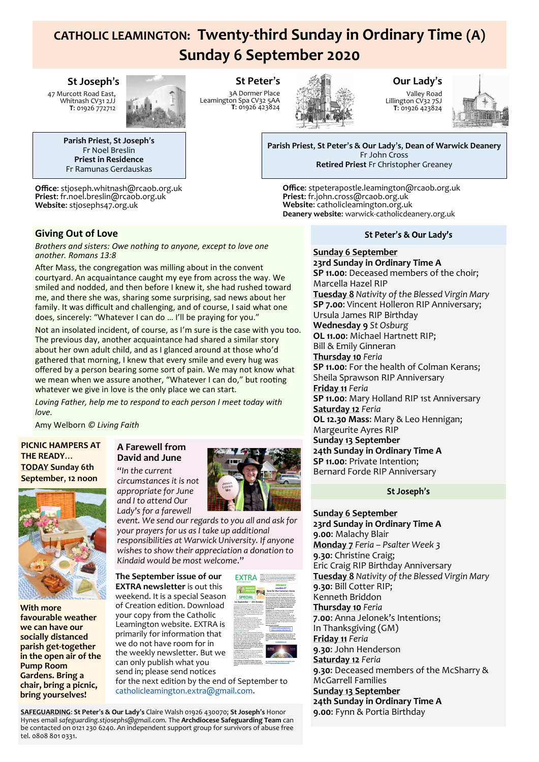# CATHOLIC LEAMINGTON: Twenty-third Sunday in Ordinary Time (A)
# Sunday 6 September 2020

**St Joseph's**
47 Murcott Road East,
Whitnash CV31 2JJ
**T:** 01926 772712

**St Peter's**
3A Dormer Place
Leamington Spa CV32 5AA
**T:** 01926 423824

**Our Lady's**
Valley Road
Lillington CV32 7SJ
**T:** 01926 423824

**Parish Priest, St Joseph's**
Fr Noel Breslin
**Priest in Residence**
Fr Ramunas Gerdauskas

**Parish Priest, St Peter's & Our Lady's, Dean of Warwick Deanery**
Fr John Cross
**Retired Priest** Fr Christopher Greaney

**Office**: stjoseph.whitnash@rcaob.org.uk
**Priest**: fr.noel.breslin@rcaob.org.uk
**Website**: stjosephs47.org.uk

**Office**: stpeterapostle.leamington@rcaob.org.uk
**Priest**: fr.john.cross@rcaob.org.uk
**Website**: catholicleamington.org.uk
**Deanery website**: warwick-catholicdeanery.org.uk

## Giving Out of Love

*Brothers and sisters: Owe nothing to anyone, except to love one another. Romans 13:8*

After Mass, the congregation was milling about in the convent courtyard. An acquaintance caught my eye from across the way. We smiled and nodded, and then before I knew it, she had rushed toward me, and there she was, sharing some surprising, sad news about her family. It was difficult and challenging, and of course, I said what one does, sincerely: "Whatever I can do … I'll be praying for you."

Not an insolated incident, of course, as I'm sure is the case with you too. The previous day, another acquaintance had shared a similar story about her own adult child, and as I glanced around at those who'd gathered that morning, I knew that every smile and every hug was offered by a person bearing some sort of pain. We may not know what we mean when we assure another, "Whatever I can do," but rooting whatever we give in love is the only place we can start.

*Loving Father, help me to respond to each person I meet today with love.*

Amy Welborn *© Living Faith*

**PICNIC HAMPERS AT THE READY… TODAY Sunday 6th September, 12 noon**

**With more favourable weather we can have our socially distanced parish get-together in the open air of the Pump Room Gardens. Bring a chair, bring a picnic, bring yourselves!**

### A Farewell from David and June

*"In the current circumstances it is not appropriate for June and I to attend Our Lady's for a farewell event. We send our regards to you all and ask for your prayers for us as I take up additional responsibilities at Warwick University. If anyone wishes to show their appreciation a donation to Kindaid would be most welcome."*

**The September issue of our EXTRA newsletter** is out this weekend. It is a special Season of Creation edition. Download your copy from the Catholic Leamington website. EXTRA is primarily for information that we do not have room for in the weekly newsletter. But we can only publish what you send in; please send notices for the next edition by the end of September to catholicleamington.extra@gmail.com.

**SAFEGUARDING**: **St Peter's & Our Lady's** Claire Walsh 01926 430070; **St Joseph's** Honor Hynes email *safeguarding.stjosephs@gmail.com.* The **Archdiocese Safeguarding Team** can be contacted on 0121 230 6240. An independent support group for survivors of abuse free tel. 0808 801 0331.

## St Peter's & Our Lady's

**Sunday 6 September**
**23rd Sunday in Ordinary Time A**
**SP 11.00**: Deceased members of the choir; Marcella Hazel RIP
**Tuesday 8** *Nativity of the Blessed Virgin Mary*
**SP 7.00**: Vincent Holleron RIP Anniversary; Ursula James RIP Birthday
**Wednesday 9** *St Osburg*
**OL 11.00**: Michael Hartnett RIP; Bill & Emily Ginneran
**Thursday 10** *Feria*
**SP 11.00**: For the health of Colman Kerans; Sheila Sprawson RIP Anniversary
**Friday 11** *Feria*
**SP 11.00**: Mary Holland RIP 1st Anniversary
**Saturday 12** *Feria*
**OL 12.30 Mass:** Mary & Leo Hennigan; Margeurite Ayres RIP
**Sunday 13 September**
**24th Sunday in Ordinary Time A**
**SP 11.00**: Private Intention; Bernard Forde RIP Anniversary

## St Joseph's

**Sunday 6 September**
**23rd Sunday in Ordinary Time A**
**9.00**: Malachy Blair
**Monday 7** *Feria – Psalter Week 3*
**9.30**: Christine Craig; Eric Craig RIP Birthday Anniversary
**Tuesday 8** *Nativity of the Blessed Virgin Mary*
**9.30**: Bill Cotter RIP; Kenneth Briddon
**Thursday 10** *Feria*
**7.00**: Anna Jelonek's Intentions; In Thanksgiving (GM)
**Friday 11** *Feria*
**9.30**: John Henderson
**Saturday 12** *Feria*
**9.30**: Deceased members of the McSharry & McGarrell Families
**Sunday 13 September**
**24th Sunday in Ordinary Time A**
**9.00**: Fynn & Portia Birthday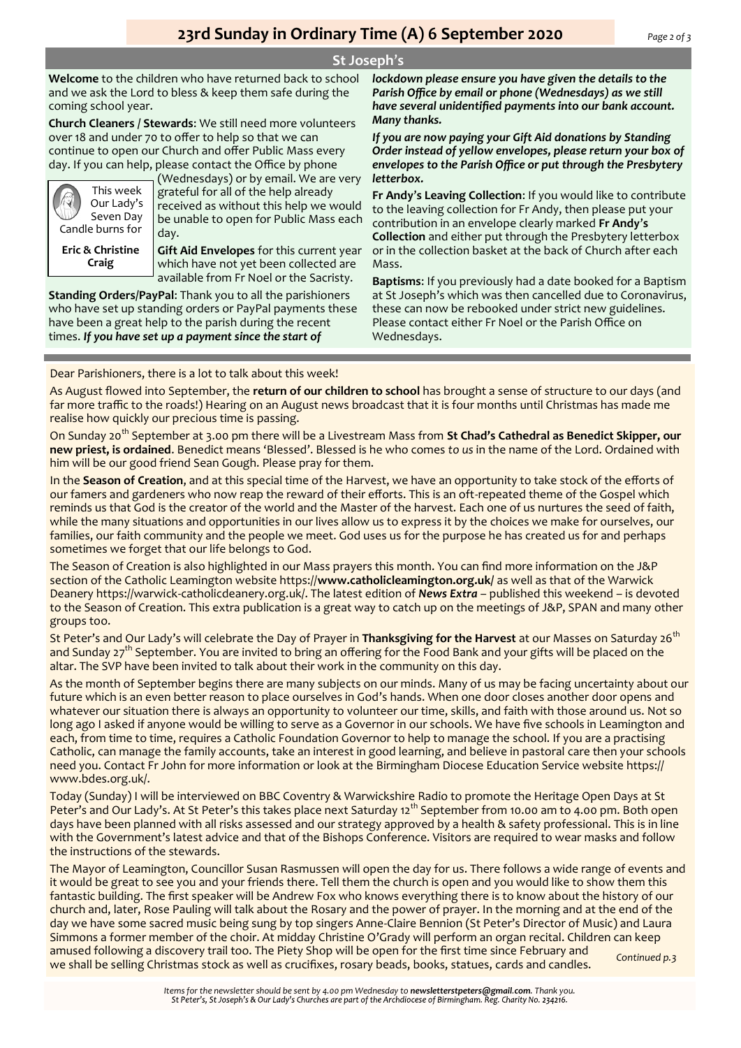# 23rd Sunday in Ordinary Time (A) 6 September 2020

## St Joseph's

**Welcome** to the children who have returned back to school and we ask the Lord to bless & keep them safe during the coming school year.

**Church Cleaners / Stewards**: We still need more volunteers over 18 and under 70 to offer to help so that we can continue to open our Church and offer Public Mass every day. If you can help, please contact the Office by phone (Wednesdays) or by email. We are very grateful for all of the help already received as without this help we would be unable to open for Public Mass each day.

This week Our Lady's Seven Day Candle burns for

**Eric & Christine Craig**

**Gift Aid Envelopes** for this current year which have not yet been collected are available from Fr Noel or the Sacristy.

**Standing Orders/PayPal**: Thank you to all the parishioners who have set up standing orders or PayPal payments these have been a great help to the parish during the recent times. ***If you have set up a payment since the start of lockdown please ensure you have given the details to the Parish Office by email or phone (Wednesdays) as we still have several unidentified payments into our bank account. Many thanks.***

***If you are now paying your Gift Aid donations by Standing Order instead of yellow envelopes, please return your box of envelopes to the Parish Office or put through the Presbytery letterbox.***

**Fr Andy's Leaving Collection**: If you would like to contribute to the leaving collection for Fr Andy, then please put your contribution in an envelope clearly marked **Fr Andy's Collection** and either put through the Presbytery letterbox or in the collection basket at the back of Church after each Mass.

**Baptisms**: If you previously had a date booked for a Baptism at St Joseph's which was then cancelled due to Coronavirus, these can now be rebooked under strict new guidelines. Please contact either Fr Noel or the Parish Office on Wednesdays.

---

Dear Parishioners, there is a lot to talk about this week!

As August flowed into September, the **return of our children to school** has brought a sense of structure to our days (and far more traffic to the roads!) Hearing on an August news broadcast that it is four months until Christmas has made me realise how quickly our precious time is passing.

On Sunday 20th September at 3.00 pm there will be a Livestream Mass from **St Chad's Cathedral as Benedict Skipper, our new priest, is ordained**. Benedict means 'Blessed'. Blessed is he who comes *to us* in the name of the Lord. Ordained with him will be our good friend Sean Gough. Please pray for them.

In the **Season of Creation**, and at this special time of the Harvest, we have an opportunity to take stock of the efforts of our famers and gardeners who now reap the reward of their efforts. This is an oft-repeated theme of the Gospel which reminds us that God is the creator of the world and the Master of the harvest. Each one of us nurtures the seed of faith, while the many situations and opportunities in our lives allow us to express it by the choices we make for ourselves, our families, our faith community and the people we meet. God uses us for the purpose he has created us for and perhaps sometimes we forget that our life belongs to God.

The Season of Creation is also highlighted in our Mass prayers this month. You can find more information on the J&P section of the Catholic Leamington website https://**www.catholicleamington.org.uk**/ as well as that of the Warwick Deanery https://warwick-catholicdeanery.org.uk/. The latest edition of ***News Extra*** – published this weekend – is devoted to the Season of Creation. This extra publication is a great way to catch up on the meetings of J&P, SPAN and many other groups too.

St Peter's and Our Lady's will celebrate the Day of Prayer in **Thanksgiving for the Harvest** at our Masses on Saturday 26th and Sunday 27th September. You are invited to bring an offering for the Food Bank and your gifts will be placed on the altar. The SVP have been invited to talk about their work in the community on this day.

As the month of September begins there are many subjects on our minds. Many of us may be facing uncertainty about our future which is an even better reason to place ourselves in God's hands. When one door closes another door opens and whatever our situation there is always an opportunity to volunteer our time, skills, and faith with those around us. Not so long ago I asked if anyone would be willing to serve as a Governor in our schools. We have five schools in Leamington and each, from time to time, requires a Catholic Foundation Governor to help to manage the school. If you are a practising Catholic, can manage the family accounts, take an interest in good learning, and believe in pastoral care then your schools need you. Contact Fr John for more information or look at the Birmingham Diocese Education Service website https://www.bdes.org.uk/.

Today (Sunday) I will be interviewed on BBC Coventry & Warwickshire Radio to promote the Heritage Open Days at St Peter's and Our Lady's. At St Peter's this takes place next Saturday 12th September from 10.00 am to 4.00 pm. Both open days have been planned with all risks assessed and our strategy approved by a health & safety professional. This is in line with the Government's latest advice and that of the Bishops Conference. Visitors are required to wear masks and follow the instructions of the stewards.

The Mayor of Leamington, Councillor Susan Rasmussen will open the day for us. There follows a wide range of events and it would be great to see you and your friends there. Tell them the church is open and you would like to show them this fantastic building. The first speaker will be Andrew Fox who knows everything there is to know about the history of our church and, later, Rose Pauling will talk about the Rosary and the power of prayer. In the morning and at the end of the day we have some sacred music being sung by top singers Anne-Claire Bennion (St Peter's Director of Music) and Laura Simmons a former member of the choir. At midday Christine O'Grady will perform an organ recital. Children can keep amused following a discovery trail too. The Piety Shop will be open for the first time since February and we shall be selling Christmas stock as well as crucifixes, rosary beads, books, statues, cards and candles.

*Continued p.3*

*Items for the newsletter should be sent by 4.00 pm Wednesday to **newsletterstpeters@gmail.com**. Thank you.*
*St Peter's, St Joseph's & Our Lady's Churches are part of the Archdiocese of Birmingham. Reg. Charity No. 234216.*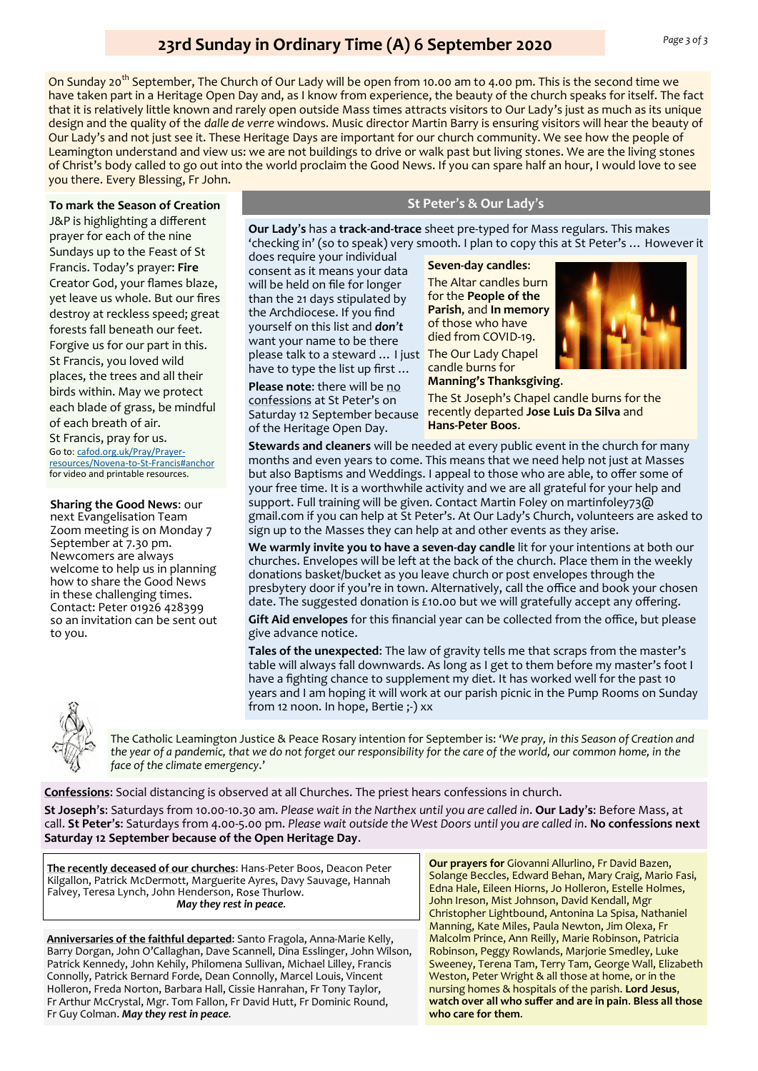# 23rd Sunday in Ordinary Time (A) 6 September 2020

On Sunday 20th September, The Church of Our Lady will be open from 10.00 am to 4.00 pm. This is the second time we have taken part in a Heritage Open Day and, as I know from experience, the beauty of the church speaks for itself. The fact that it is relatively little known and rarely open outside Mass times attracts visitors to Our Lady's just as much as its unique design and the quality of the *dalle de verre* windows. Music director Martin Barry is ensuring visitors will hear the beauty of Our Lady's and not just see it. These Heritage Days are important for our church community. We see how the people of Leamington understand and view us: we are not buildings to drive or walk past but living stones. We are the living stones of Christ's body called to go out into the world proclaim the Good News. If you can spare half an hour, I would love to see you there. Every Blessing, Fr John.

**To mark the Season of Creation**
J&P is highlighting a different prayer for each of the nine Sundays up to the Feast of St Francis. Today's prayer: **Fire** Creator God, your flames blaze, yet leave us whole. But our fires destroy at reckless speed; great forests fall beneath our feet. Forgive us for our part in this. St Francis, you loved wild places, the trees and all their birds within. May we protect each blade of grass, be mindful of each breath of air.
St Francis, pray for us.
Go to: cafod.org.uk/Pray/Prayer-resources/Novena-to-St-Francis#anchor for video and printable resources.

**Sharing the Good News**: our next Evangelisation Team Zoom meeting is on Monday 7 September at 7.30 pm. Newcomers are always welcome to help us in planning how to share the Good News in these challenging times. Contact: Peter 01926 428399 so an invitation can be sent out to you.

## St Peter's & Our Lady's

**Our Lady's** has a **track-and-trace** sheet pre-typed for Mass regulars. This makes 'checking in' (so to speak) very smooth. I plan to copy this at St Peter's … However it does require your individual consent as it means your data will be held on file for longer than the 21 days stipulated by the Archdiocese. If you find yourself on this list and ***don't*** want your name to be there please talk to a steward … I just have to type the list up first …

**Please note**: there will be no confessions at St Peter's on Saturday 12 September because of the Heritage Open Day.

**Seven-day candles:**
The Altar candles burn for the **People of the Parish**, and **In memory** of those who have died from COVID-19.
The Our Lady Chapel candle burns for **Manning's Thanksgiving**.
The St Joseph's Chapel candle burns for the recently departed **Jose Luis Da Silva** and **Hans-Peter Boos**.

**Stewards and cleaners** will be needed at every public event in the church for many months and even years to come. This means that we need help not just at Masses but also Baptisms and Weddings. I appeal to those who are able, to offer some of your free time. It is a worthwhile activity and we are all grateful for your help and support. Full training will be given. Contact Martin Foley on martinfoley73@gmail.com if you can help at St Peter's. At Our Lady's Church, volunteers are asked to sign up to the Masses they can help at and other events as they arise.

**We warmly invite you to have a seven-day candle** lit for your intentions at both our churches. Envelopes will be left at the back of the church. Place them in the weekly donations basket/bucket as you leave church or post envelopes through the presbytery door if you're in town. Alternatively, call the office and book your chosen date. The suggested donation is £10.00 but we will gratefully accept any offering.

**Gift Aid envelopes** for this financial year can be collected from the office, but please give advance notice.

**Tales of the unexpected**: The law of gravity tells me that scraps from the master's table will always fall downwards. As long as I get to them before my master's foot I have a fighting chance to supplement my diet. It has worked well for the past 10 years and I am hoping it will work at our parish picnic in the Pump Rooms on Sunday from 12 noon. In hope, Bertie ;-) xx

The Catholic Leamington Justice & Peace Rosary intention for September is: '*We pray, in this Season of Creation and the year of a pandemic, that we do not forget our responsibility for the care of the world, our common home, in the face of the climate emergency*.'

**Confessions**: Social distancing is observed at all Churches. The priest hears confessions in church.

**St Joseph's**: Saturdays from 10.00-10.30 am. *Please wait in the Narthex until you are called in*. **Our Lady's**: Before Mass, at call. **St Peter's**: Saturdays from 4.00-5.00 pm. *Please wait outside the West Doors until you are called in*. **No confessions next Saturday 12 September because of the Open Heritage Day**.

**The recently deceased of our churches**: Hans-Peter Boos, Deacon Peter Kilgallon, Patrick McDermott, Marguerite Ayres, Davy Sauvage, Hannah Falvey, Teresa Lynch, John Henderson, Rose Thurlow.
***May they rest in peace.***

**Anniversaries of the faithful departed**: Santo Fragola, Anna-Marie Kelly, Barry Dorgan, John O'Callaghan, Dave Scannell, Dina Esslinger, John Wilson, Patrick Kennedy, John Kehily, Philomena Sullivan, Michael Lilley, Francis Connolly, Patrick Bernard Forde, Dean Connolly, Marcel Louis, Vincent Holleron, Freda Norton, Barbara Hall, Cissie Hanrahan, Fr Tony Taylor, Fr Arthur McCrystal, Mgr. Tom Fallon, Fr David Hutt, Fr Dominic Round, Fr Guy Colman. ***May they rest in peace.***

**Our prayers for** Giovanni Allurlino, Fr David Bazen, Solange Beccles, Edward Behan, Mary Craig, Mario Fasi, Edna Hale, Eileen Hiorns, Jo Holleron, Estelle Holmes, John Ireson, Mist Johnson, David Kendall, Mgr Christopher Lightbound, Antonina La Spisa, Nathaniel Manning, Kate Miles, Paula Newton, Jim Olexa, Fr Malcolm Prince, Ann Reilly, Marie Robinson, Patricia Robinson, Peggy Rowlands, Marjorie Smedley, Luke Sweeney, Terena Tam, Terry Tam, George Wall, Elizabeth Weston, Peter Wright & all those at home, or in the nursing homes & hospitals of the parish. **Lord Jesus, watch over all who suffer and are in pain. Bless all those who care for them.**